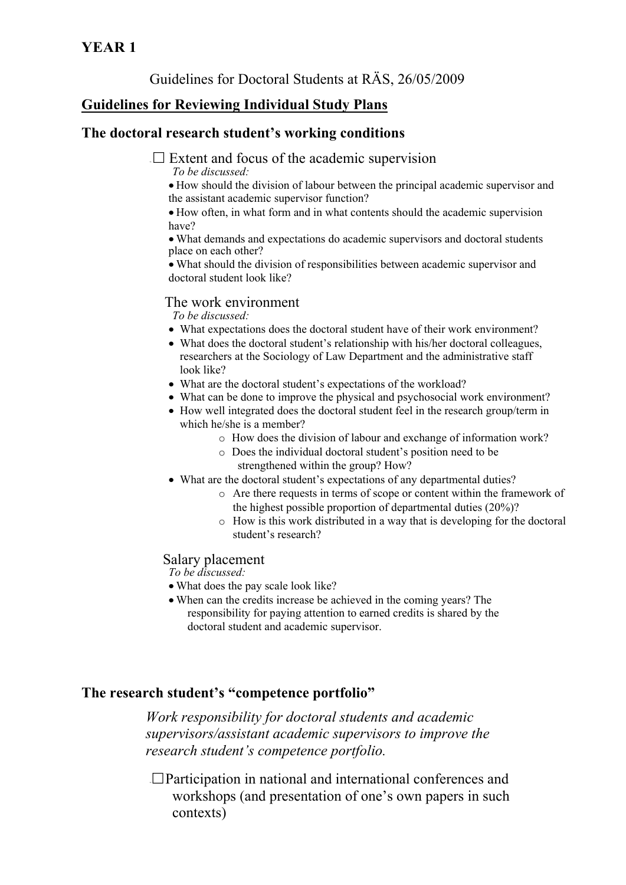**YEAR 1**

Guidelines for Doctoral Students at RÄS, 26/05/2009

## Guidelines for Reviewing Individual Study Plans

### The doctoral research student's working conditions

☐ Extent and focus of the academic supervision

*To be discussed:*

- How should the division of labour between the principal academic supervisor and the assistant academic supervisor function?
- How often, in what form and in what contents should the academic supervision have?
- What demands and expectations do academic supervisors and doctoral students place on each other?
- What should the division of responsibilities between academic supervisor and doctoral student look like?

The work environment

*To be discussed:*

- What expectations does the doctoral student have of their work environment?
- What does the doctoral student's relationship with his/her doctoral colleagues, researchers at the Sociology of Law Department and the administrative staff look like?
- What are the doctoral student's expectations of the workload?
- What can be done to improve the physical and psychosocial work environment?
- How well integrated does the doctoral student feel in the research group/term in which he/she is a member?
  - How does the division of labour and exchange of information work?
  - Does the individual doctoral student's position need to be strengthened within the group? How?
- What are the doctoral student's expectations of any departmental duties?
  - Are there requests in terms of scope or content within the framework of the highest possible proportion of departmental duties (20%)?
  - How is this work distributed in a way that is developing for the doctoral student's research?

Salary placement

*To be discussed:*

- What does the pay scale look like?
- When can the credits increase be achieved in the coming years? The responsibility for paying attention to earned credits is shared by the doctoral student and academic supervisor.

### The research student's "competence portfolio"

*Work responsibility for doctoral students and academic supervisors/assistant academic supervisors to improve the research student's competence portfolio.*

☐ Participation in national and international conferences and workshops (and presentation of one's own papers in such contexts)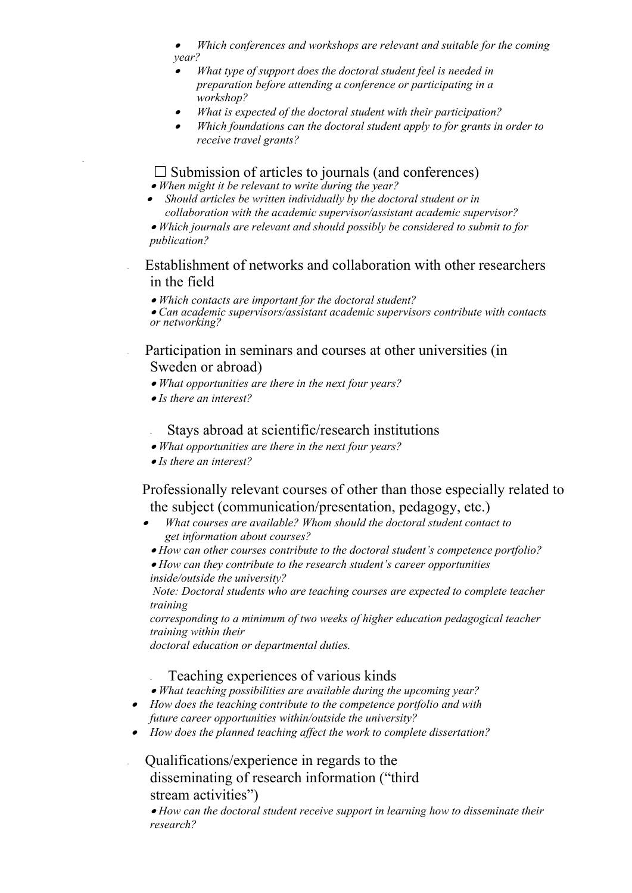- *Which conferences and workshops are relevant and suitable for the coming year?*
- *What type of support does the doctoral student feel is needed in preparation before attending a conference or participating in a workshop?*
- *What is expected of the doctoral student with their participation?*
- *Which foundations can the doctoral student apply to for grants in order to receive travel grants?*

☐ Submission of articles to journals (and conferences)

- *When might it be relevant to write during the year?*
- *Should articles be written individually by the doctoral student or in collaboration with the academic supervisor/assistant academic supervisor?*
- *Which journals are relevant and should possibly be considered to submit to for publication?*

- Establishment of networks and collaboration with other researchers in the field
  - *Which contacts are important for the doctoral student?*
  - *Can academic supervisors/assistant academic supervisors contribute with contacts or networking?*

- Participation in seminars and courses at other universities (in Sweden or abroad)
  - *What opportunities are there in the next four years?*
  - *Is there an interest?*

- Stays abroad at scientific/research institutions
  - *What opportunities are there in the next four years?*
  - *Is there an interest?*

Professionally relevant courses of other than those especially related to the subject (communication/presentation, pedagogy, etc.)

- *What courses are available? Whom should the doctoral student contact to get information about courses?*
- *How can other courses contribute to the doctoral student's competence portfolio?*
- *How can they contribute to the research student's career opportunities inside/outside the university?*

*Note: Doctoral students who are teaching courses are expected to complete teacher training corresponding to a minimum of two weeks of higher education pedagogical teacher training within their doctoral education or departmental duties.*

- Teaching experiences of various kinds
  - *What teaching possibilities are available during the upcoming year?*
  - *How does the teaching contribute to the competence portfolio and with future career opportunities within/outside the university?*
  - *How does the planned teaching affect the work to complete dissertation?*

- Qualifications/experience in regards to the disseminating of research information ("third stream activities")
  - *How can the doctoral student receive support in learning how to disseminate their research?*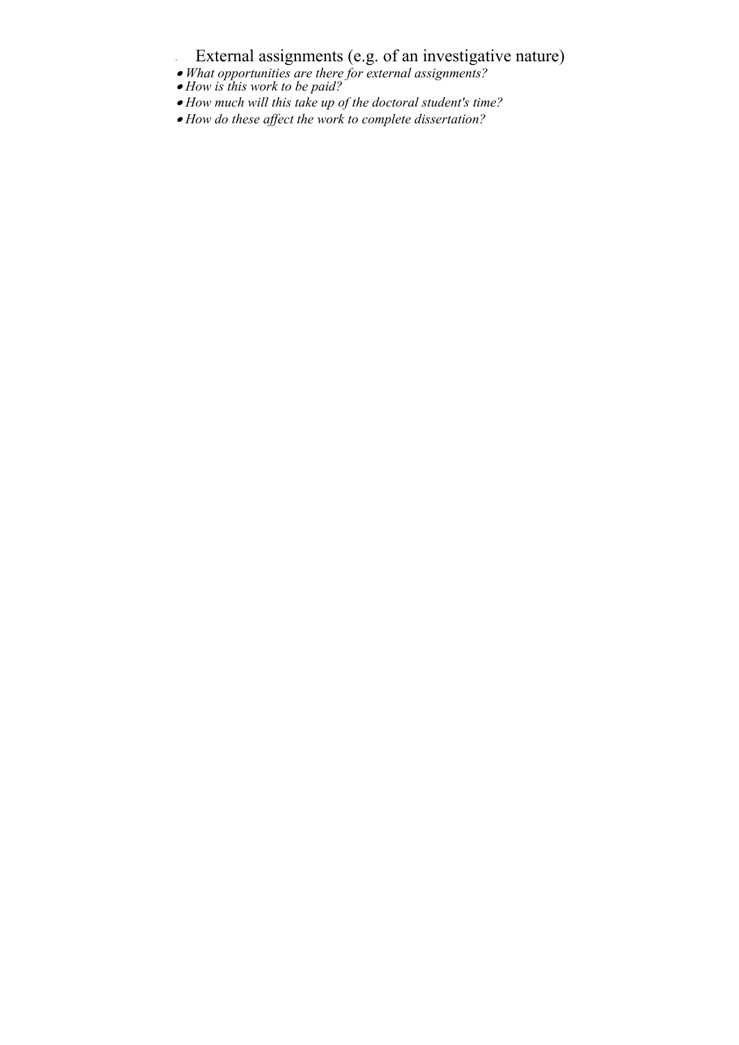- External assignments (e.g. of an investigative nature)
  - *What opportunities are there for external assignments?*
  - *How is this work to be paid?*
  - *How much will this take up of the doctoral student's time?*
  - *How do these affect the work to complete dissertation?*